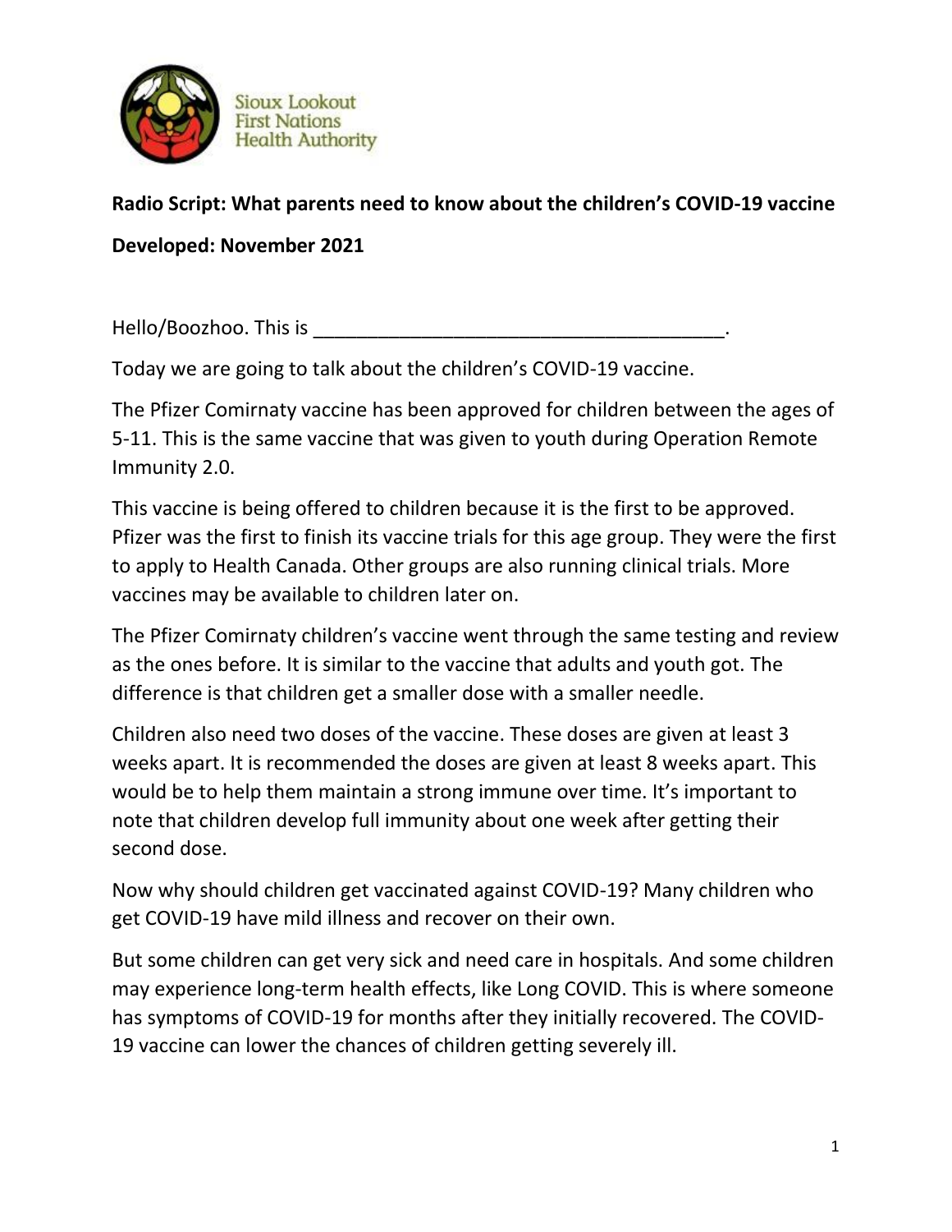Sioux Lookout First Nations Health Authority

**Radio Script: What parents need to know about the children's COVID-19 vaccine**

**Developed: November 2021**

Hello/Boozhoo. This is ________________________________________.

Today we are going to talk about the children's COVID-19 vaccine.

The Pfizer Comirnaty vaccine has been approved for children between the ages of 5-11. This is the same vaccine that was given to youth during Operation Remote Immunity 2.0.

This vaccine is being offered to children because it is the first to be approved. Pfizer was the first to finish its vaccine trials for this age group. They were the first to apply to Health Canada. Other groups are also running clinical trials. More vaccines may be available to children later on.

The Pfizer Comirnaty children's vaccine went through the same testing and review as the ones before. It is similar to the vaccine that adults and youth got. The difference is that children get a smaller dose with a smaller needle.

Children also need two doses of the vaccine. These doses are given at least 3 weeks apart. It is recommended the doses are given at least 8 weeks apart. This would be to help them maintain a strong immune over time. It's important to note that children develop full immunity about one week after getting their second dose.

Now why should children get vaccinated against COVID-19? Many children who get COVID-19 have mild illness and recover on their own.

But some children can get very sick and need care in hospitals. And some children may experience long-term health effects, like Long COVID. This is where someone has symptoms of COVID-19 for months after they initially recovered. The COVID-19 vaccine can lower the chances of children getting severely ill.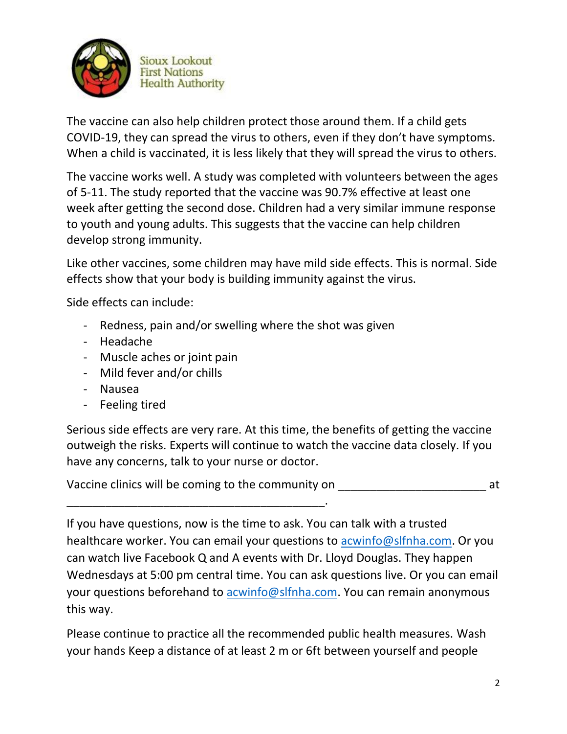The vaccine can also help children protect those around them. If a child gets COVID-19, they can spread the virus to others, even if they don't have symptoms. When a child is vaccinated, it is less likely that they will spread the virus to others.

The vaccine works well. A study was completed with volunteers between the ages of 5-11. The study reported that the vaccine was 90.7% effective at least one week after getting the second dose. Children had a very similar immune response to youth and young adults. This suggests that the vaccine can help children develop strong immunity.

Like other vaccines, some children may have mild side effects. This is normal. Side effects show that your body is building immunity against the virus.

Side effects can include:

- Redness, pain and/or swelling where the shot was given
- Headache
- Muscle aches or joint pain
- Mild fever and/or chills
- Nausea
- Feeling tired

Serious side effects are very rare. At this time, the benefits of getting the vaccine outweigh the risks. Experts will continue to watch the vaccine data closely. If you have any concerns, talk to your nurse or doctor.

Vaccine clinics will be coming to the community on ______________________ at ________________________________________.

If you have questions, now is the time to ask. You can talk with a trusted healthcare worker. You can email your questions to acwinfo@slfnha.com. Or you can watch live Facebook Q and A events with Dr. Lloyd Douglas. They happen Wednesdays at 5:00 pm central time. You can ask questions live. Or you can email your questions beforehand to acwinfo@slfnha.com. You can remain anonymous this way.

Please continue to practice all the recommended public health measures. Wash your hands Keep a distance of at least 2 m or 6ft between yourself and people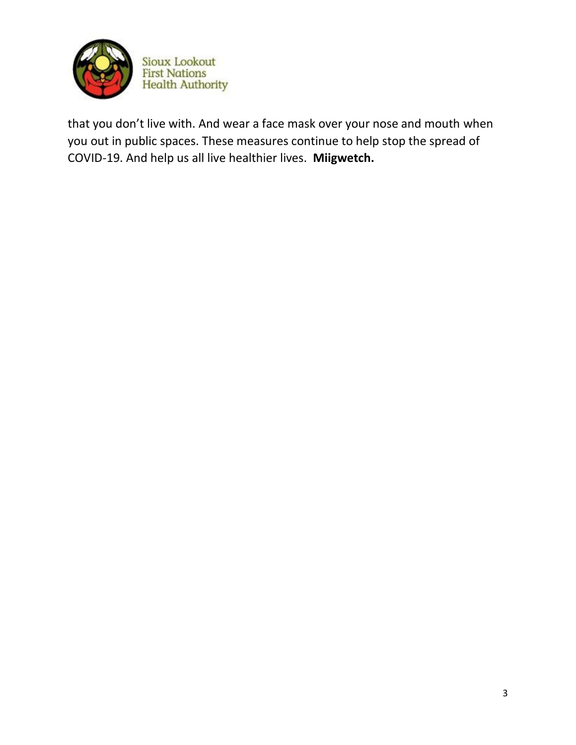that you don't live with. And wear a face mask over your nose and mouth when you out in public spaces. These measures continue to help stop the spread of COVID-19. And help us all live healthier lives.  **Miigwetch.**